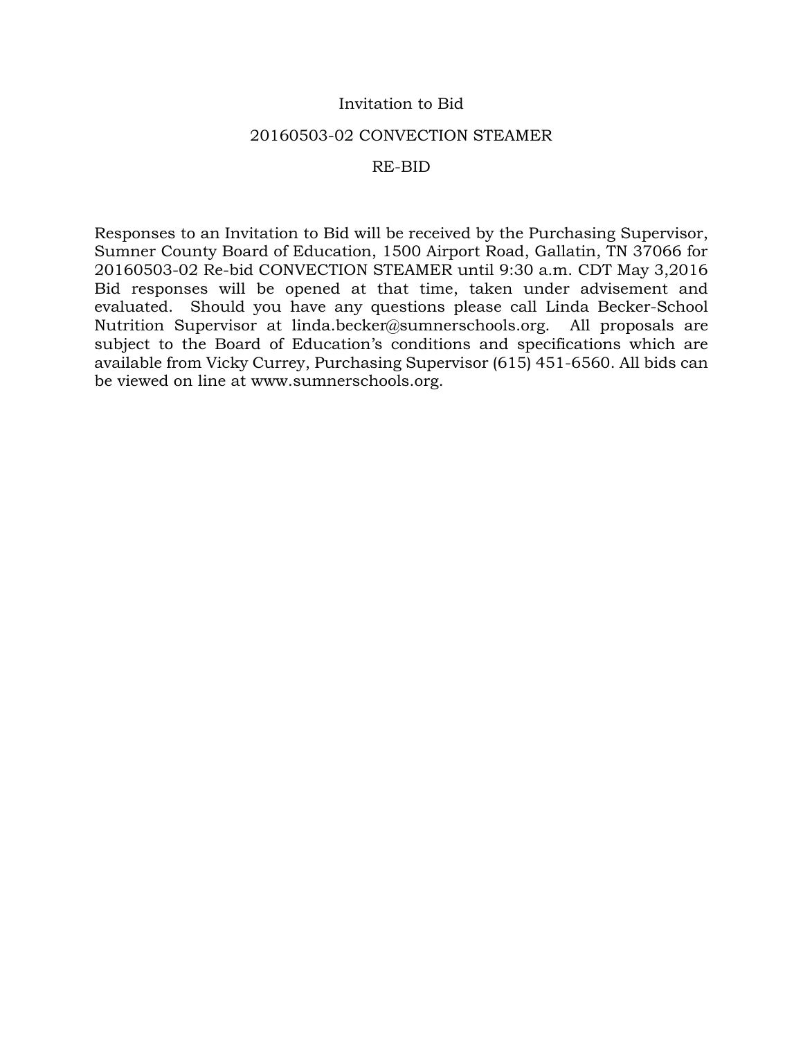# Invitation to Bid

## 20160503-02 CONVECTION STEAMER

## RE-BID

Responses to an Invitation to Bid will be received by the Purchasing Supervisor, Sumner County Board of Education, 1500 Airport Road, Gallatin, TN 37066 for 20160503-02 Re-bid CONVECTION STEAMER until 9:30 a.m. CDT May 3,2016 Bid responses will be opened at that time, taken under advisement and evaluated. Should you have any questions please call Linda Becker-School Nutrition Supervisor at linda.becker@sumnerschools.org. All proposals are subject to the Board of Education's conditions and specifications which are available from Vicky Currey, Purchasing Supervisor (615) 451-6560. All bids can be viewed on line at www.sumnerschools.org.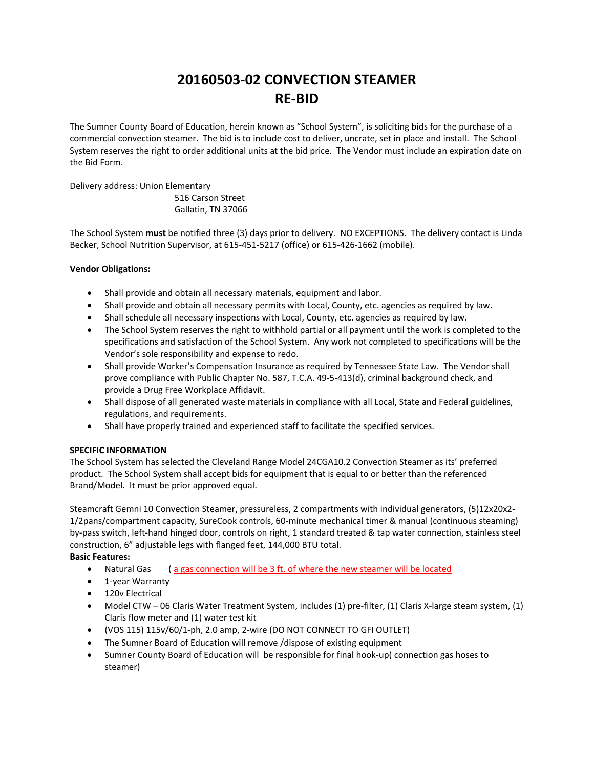# 20160503-02 CONVECTION STEAMER
# RE-BID

The Sumner County Board of Education, herein known as "School System", is soliciting bids for the purchase of a commercial convection steamer. The bid is to include cost to deliver, uncrate, set in place and install. The School System reserves the right to order additional units at the bid price. The Vendor must include an expiration date on the Bid Form.

Delivery address: Union Elementary
516 Carson Street
Gallatin, TN 37066

The School System **must** be notified three (3) days prior to delivery. NO EXCEPTIONS. The delivery contact is Linda Becker, School Nutrition Supervisor, at 615-451-5217 (office) or 615-426-1662 (mobile).

**Vendor Obligations:**

- Shall provide and obtain all necessary materials, equipment and labor.
- Shall provide and obtain all necessary permits with Local, County, etc. agencies as required by law.
- Shall schedule all necessary inspections with Local, County, etc. agencies as required by law.
- The School System reserves the right to withhold partial or all payment until the work is completed to the specifications and satisfaction of the School System. Any work not completed to specifications will be the Vendor's sole responsibility and expense to redo.
- Shall provide Worker's Compensation Insurance as required by Tennessee State Law. The Vendor shall prove compliance with Public Chapter No. 587, T.C.A. 49-5-413(d), criminal background check, and provide a Drug Free Workplace Affidavit.
- Shall dispose of all generated waste materials in compliance with all Local, State and Federal guidelines, regulations, and requirements.
- Shall have properly trained and experienced staff to facilitate the specified services.

**SPECIFIC INFORMATION**

The School System has selected the Cleveland Range Model 24CGA10.2 Convection Steamer as its' preferred product. The School System shall accept bids for equipment that is equal to or better than the referenced Brand/Model. It must be prior approved equal.

Steamcraft Gemni 10 Convection Steamer, pressureless, 2 compartments with individual generators, (5)12x20x2-1/2pans/compartment capacity, SureCook controls, 60-minute mechanical timer & manual (continuous steaming) by-pass switch, left-hand hinged door, controls on right, 1 standard treated & tap water connection, stainless steel construction, 6" adjustable legs with flanged feet, 144,000 BTU total.

**Basic Features:**

- Natural Gas ( a gas connection will be 3 ft. of where the new steamer will be located
- 1-year Warranty
- 120v Electrical
- Model CTW – 06 Claris Water Treatment System, includes (1) pre-filter, (1) Claris X-large steam system, (1) Claris flow meter and (1) water test kit
- (VOS 115) 115v/60/1-ph, 2.0 amp, 2-wire (DO NOT CONNECT TO GFI OUTLET)
- The Sumner Board of Education will remove /dispose of existing equipment
- Sumner County Board of Education will be responsible for final hook-up( connection gas hoses to steamer)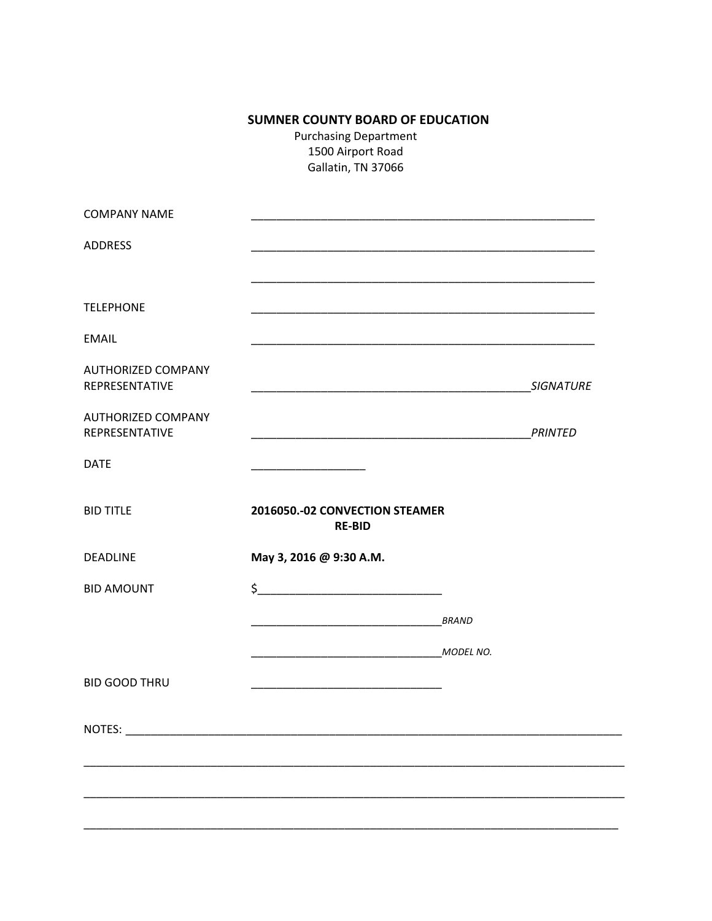**SUMNER COUNTY BOARD OF EDUCATION**

Purchasing Department
1500 Airport Road
Gallatin, TN 37066

COMPANY NAME ________________________________________________________

ADDRESS ________________________________________________________

________________________________________________________

TELEPHONE ________________________________________________________

EMAIL ________________________________________________________

AUTHORIZED COMPANY REPRESENTATIVE ______________________________________________*SIGNATURE*

AUTHORIZED COMPANY REPRESENTATIVE ______________________________________________*PRINTED*

DATE __________________

BID TITLE **2016050.-02 CONVECTION STEAMER RE-BID**

DEADLINE **May 3, 2016 @ 9:30 A.M.**

BID AMOUNT $_____________________________

_______________________________*BRAND*

_______________________________*MODEL NO.*

BID GOOD THRU _______________________________

NOTES: ________________________________________________________________________________

________________________________________________________________________________________

________________________________________________________________________________________

________________________________________________________________________________________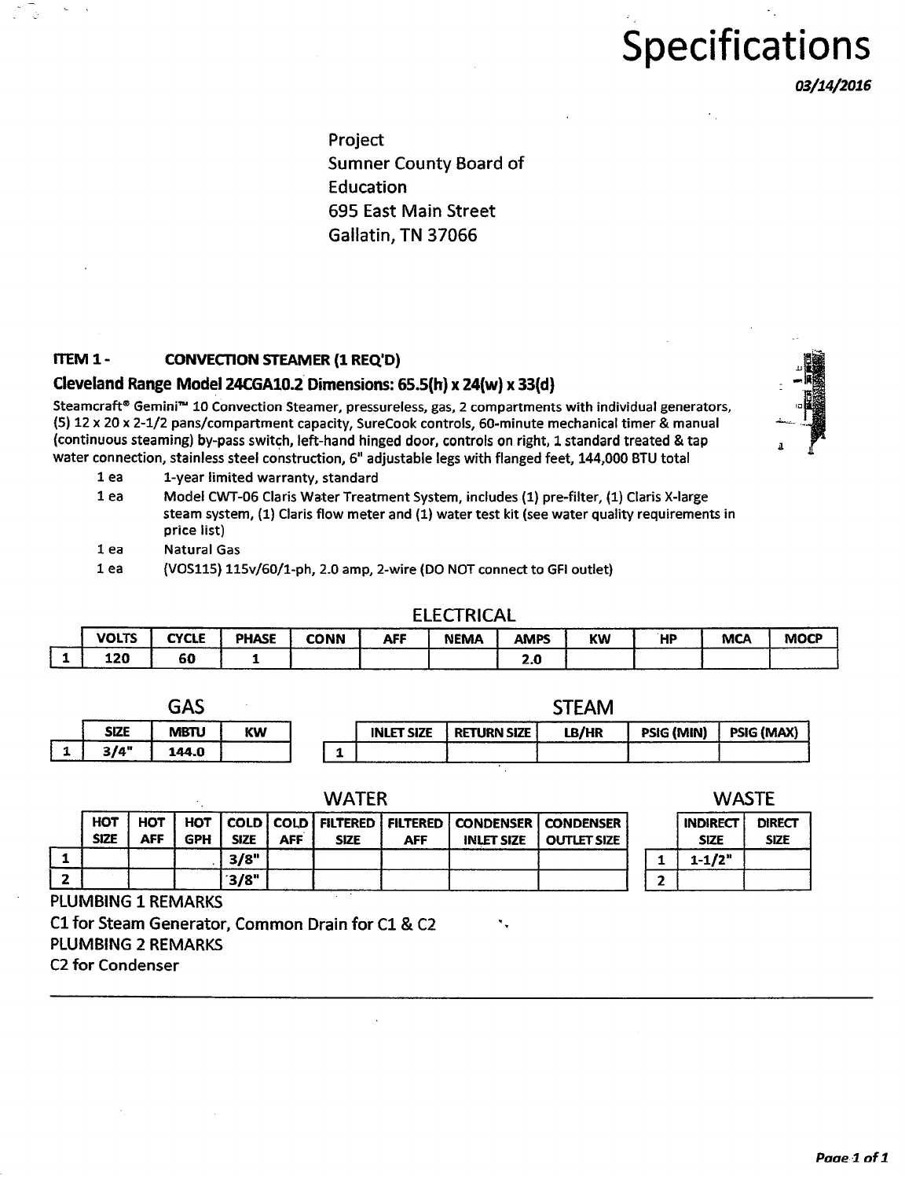# Specifications

*03/14/2016*

Project
Sumner County Board of
Education
695 East Main Street
Gallatin, TN 37066

**ITEM 1 - CONVECTION STEAMER (1 REQ'D)**

**Cleveland Range Model 24CGA10.2 Dimensions: 65.5(h) x 24(w) x 33(d)**

Steamcraft® Gemini™ 10 Convection Steamer, pressureless, gas, 2 compartments with individual generators, (5) 12 x 20 x 2-1/2 pans/compartment capacity, SureCook controls, 60-minute mechanical timer & manual (continuous steaming) by-pass switch, left-hand hinged door, controls on right, 1 standard treated & tap water connection, stainless steel construction, 6" adjustable legs with flanged feet, 144,000 BTU total

- 1 ea — 1-year limited warranty, standard
- 1 ea — Model CWT-06 Claris Water Treatment System, includes (1) pre-filter, (1) Claris X-large steam system, (1) Claris flow meter and (1) water test kit (see water quality requirements in price list)
- 1 ea — Natural Gas
- 1 ea — (VOS115) 115v/60/1-ph, 2.0 amp, 2-wire (DO NOT connect to GFI outlet)

## ELECTRICAL

| | VOLTS | CYCLE | PHASE | CONN | AFF | NEMA | AMPS | KW | HP | MCA | MOCP |
|---|---|---|---|---|---|---|---|---|---|---|---|
| 1 | 120 | 60 | 1 | | | | 2.0 | | | | |

## GAS

| | SIZE | MBTU | KW |
|---|---|---|---|
| 1 | 3/4" | 144.0 | |

## STEAM

| | INLET SIZE | RETURN SIZE | LB/HR | PSIG (MIN) | PSIG (MAX) |
|---|---|---|---|---|---|
| 1 | | | | | |

## WATER

| | HOT SIZE | HOT AFF | HOT GPH | COLD SIZE | COLD AFF | FILTERED SIZE | FILTERED AFF | CONDENSER INLET SIZE | CONDENSER OUTLET SIZE |
|---|---|---|---|---|---|---|---|---|---|
| 1 | | | | 3/8" | | | | | |
| 2 | | | | 3/8" | | | | | |

## WASTE

| | INDIRECT SIZE | DIRECT SIZE |
|---|---|---|
| 1 | 1-1/2" | |
| 2 | | |

PLUMBING 1 REMARKS

C1 for Steam Generator, Common Drain for C1 & C2

PLUMBING 2 REMARKS

C2 for Condenser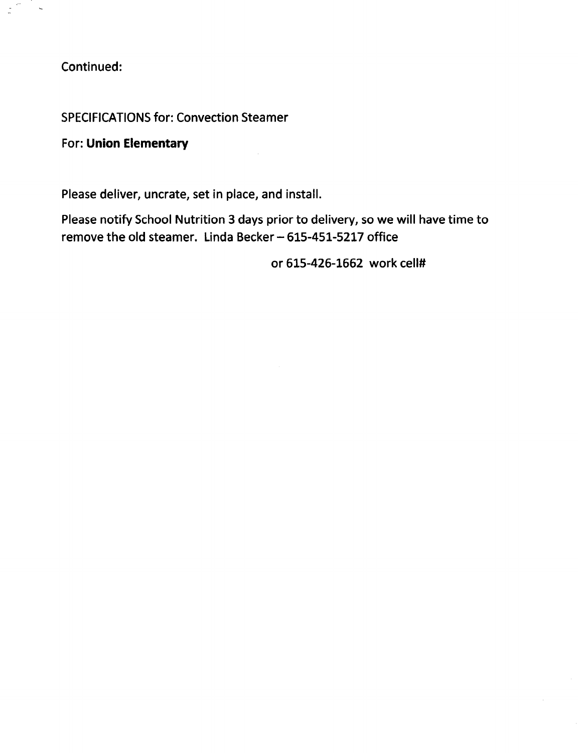Continued:

SPECIFICATIONS for: Convection Steamer

For: **Union Elementary**

Please deliver, uncrate, set in place, and install.

Please notify School Nutrition 3 days prior to delivery, so we will have time to remove the old steamer. Linda Becker – 615-451-5217 office

or 615-426-1662 work cell#